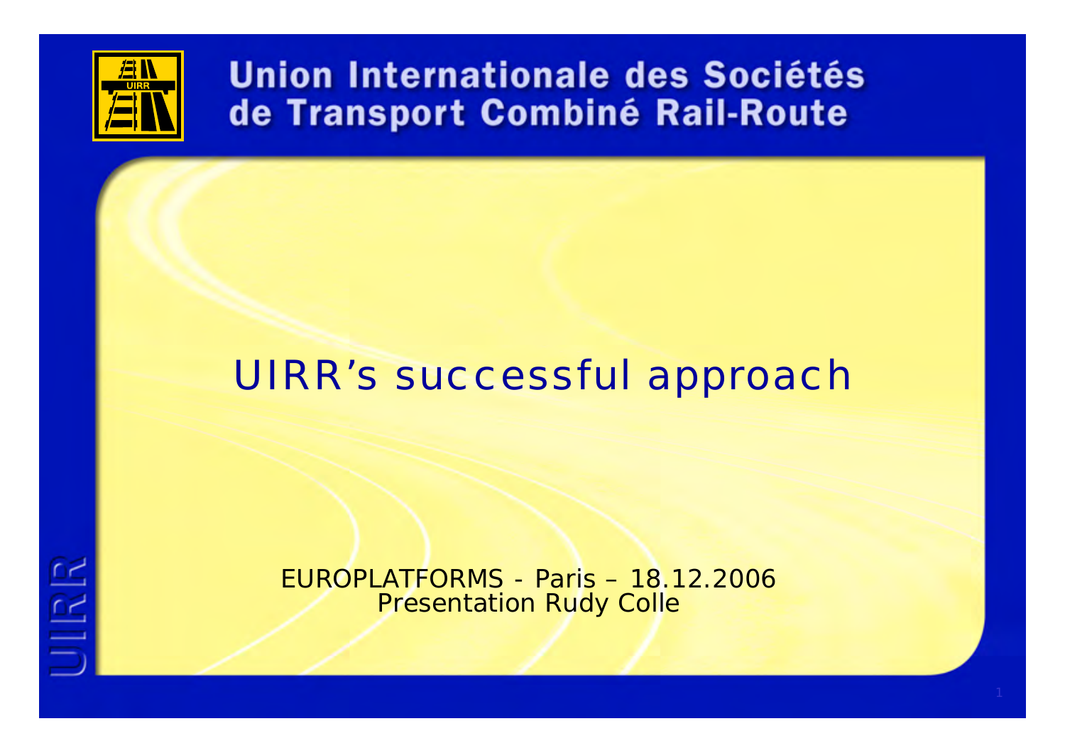Union Internationale des Sociétés de Transport Combiné Rail-Route

# UIRR's successful approach

EUROPLATFORMS - Paris – 18.12.2006
Presentation Rudy Colle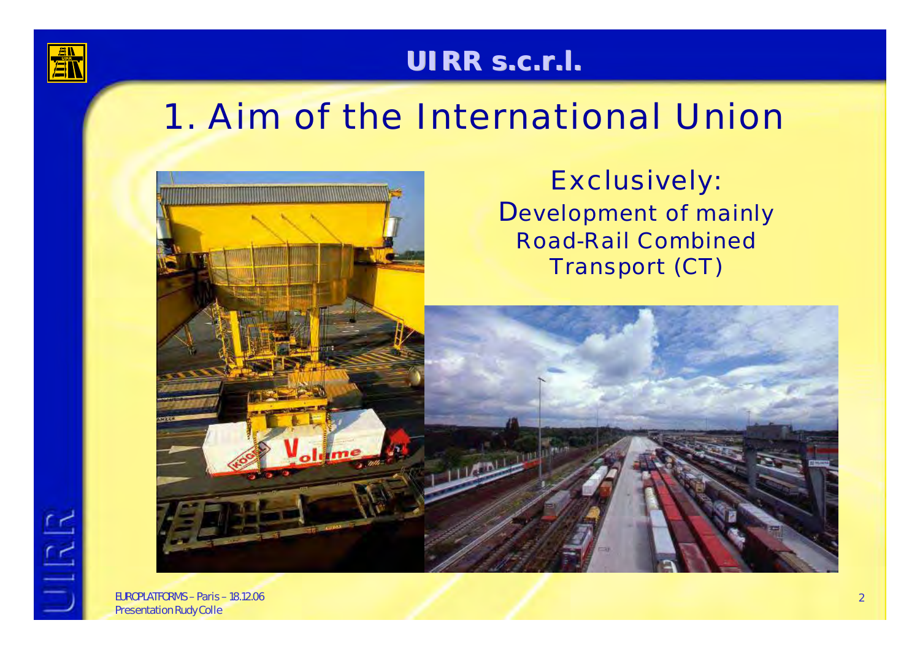# 1. Aim of the International Union

Exclusively:
Development of mainly Road-Rail Combined Transport (CT)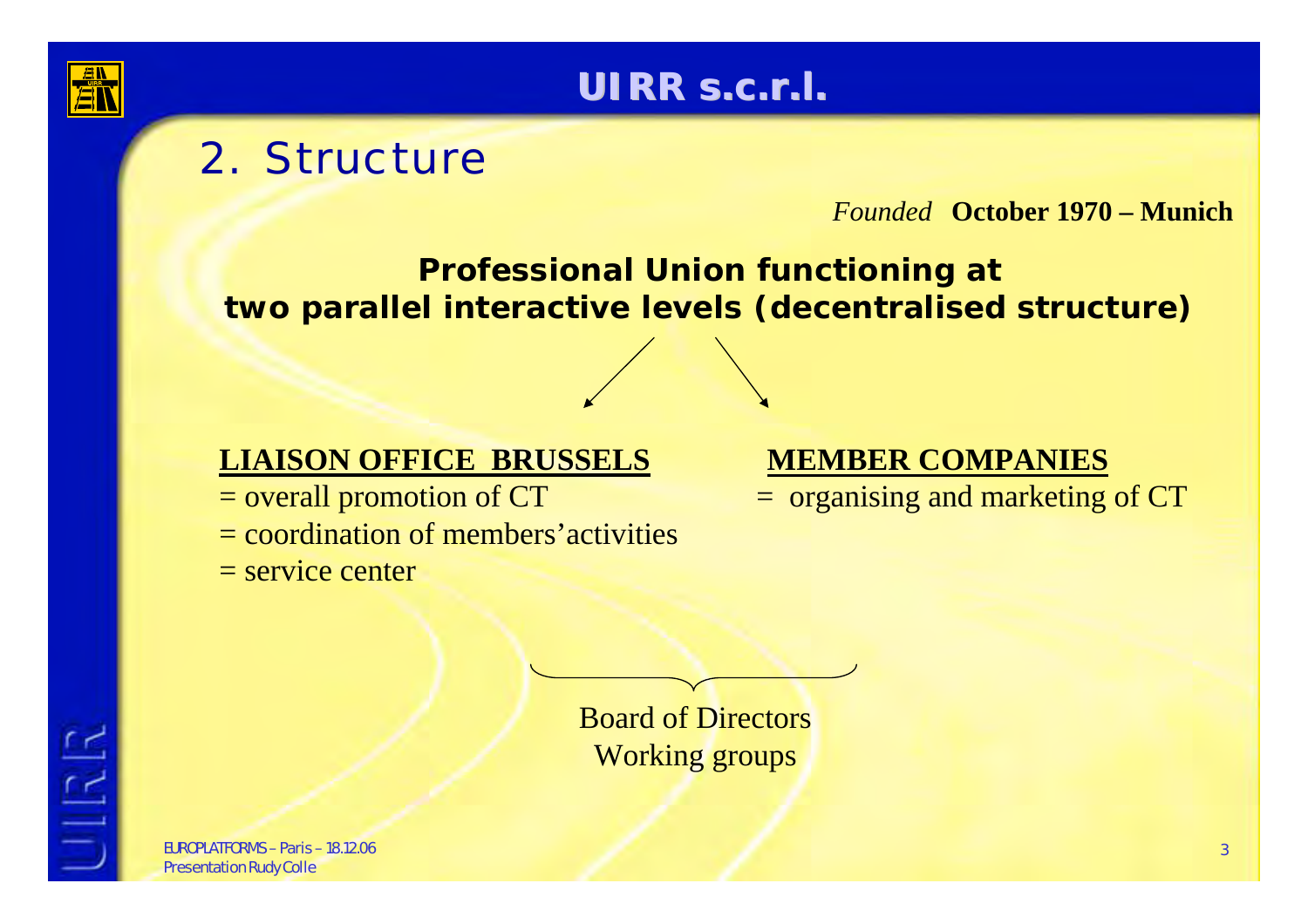# UIRR s.c.r.l.

## 2. Structure

*Founded* **October 1970 – Munich**

**Professional Union functioning at two parallel interactive levels (decentralised structure)**

**LIAISON OFFICE BRUSSELS**

= overall promotion of CT

= coordination of members'activities

= service center

**MEMBER COMPANIES**

= organising and marketing of CT

Board of Directors

Working groups

EUROPLATFORMS – Paris – 18.12.06

Presentation Rudy Colle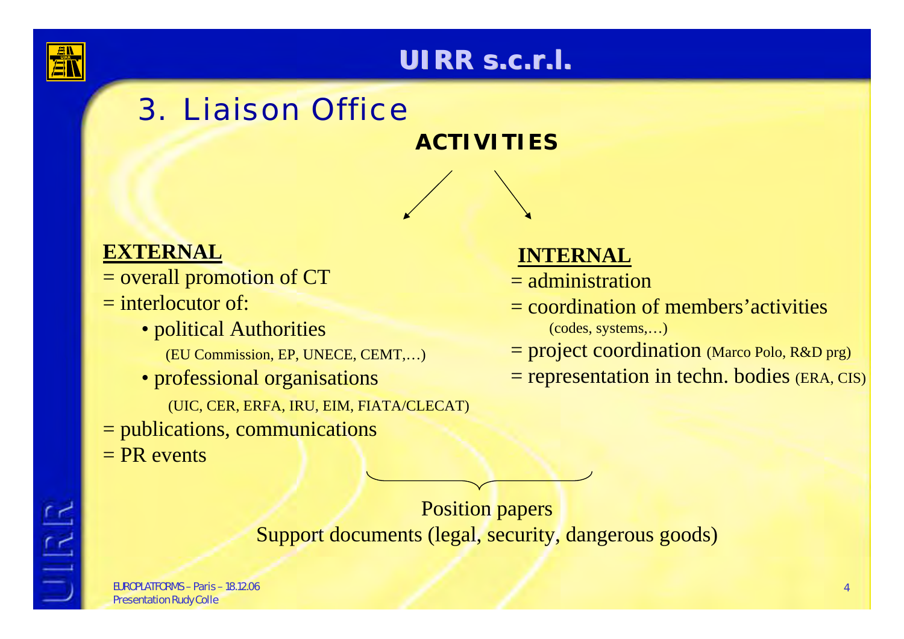# 3. Liaison Office

## ACTIVITIES

**EXTERNAL**

= overall promotion of CT

= interlocutor of:

- political Authorities
  (EU Commission, EP, UNECE, CEMT,…)
- professional organisations
  (UIC, CER, ERFA, IRU, EIM, FIATA/CLECAT)

= publications, communications

= PR events

**INTERNAL**

= administration

= coordination of members'activities
(codes, systems,…)

= project coordination (Marco Polo, R&D prg)

= representation in techn. bodies (ERA, CIS)

Position papers

Support documents (legal, security, dangerous goods)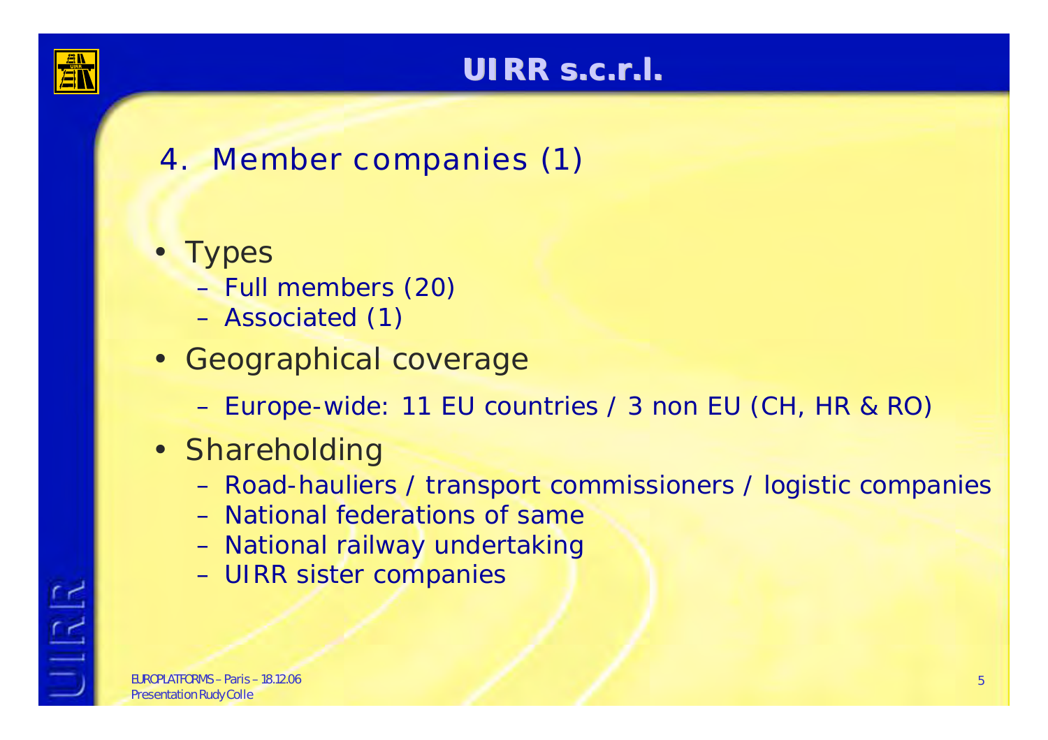## UIRR s.c.r.l.

### 4. Member companies (1)

- Types
  - Full members (20)
  - Associated (1)
- Geographical coverage
  - Europe-wide: 11 EU countries / 3 non EU (CH, HR & RO)
- Shareholding
  - Road-hauliers / transport commissioners / logistic companies
  - National federations of same
  - National railway undertaking
  - UIRR sister companies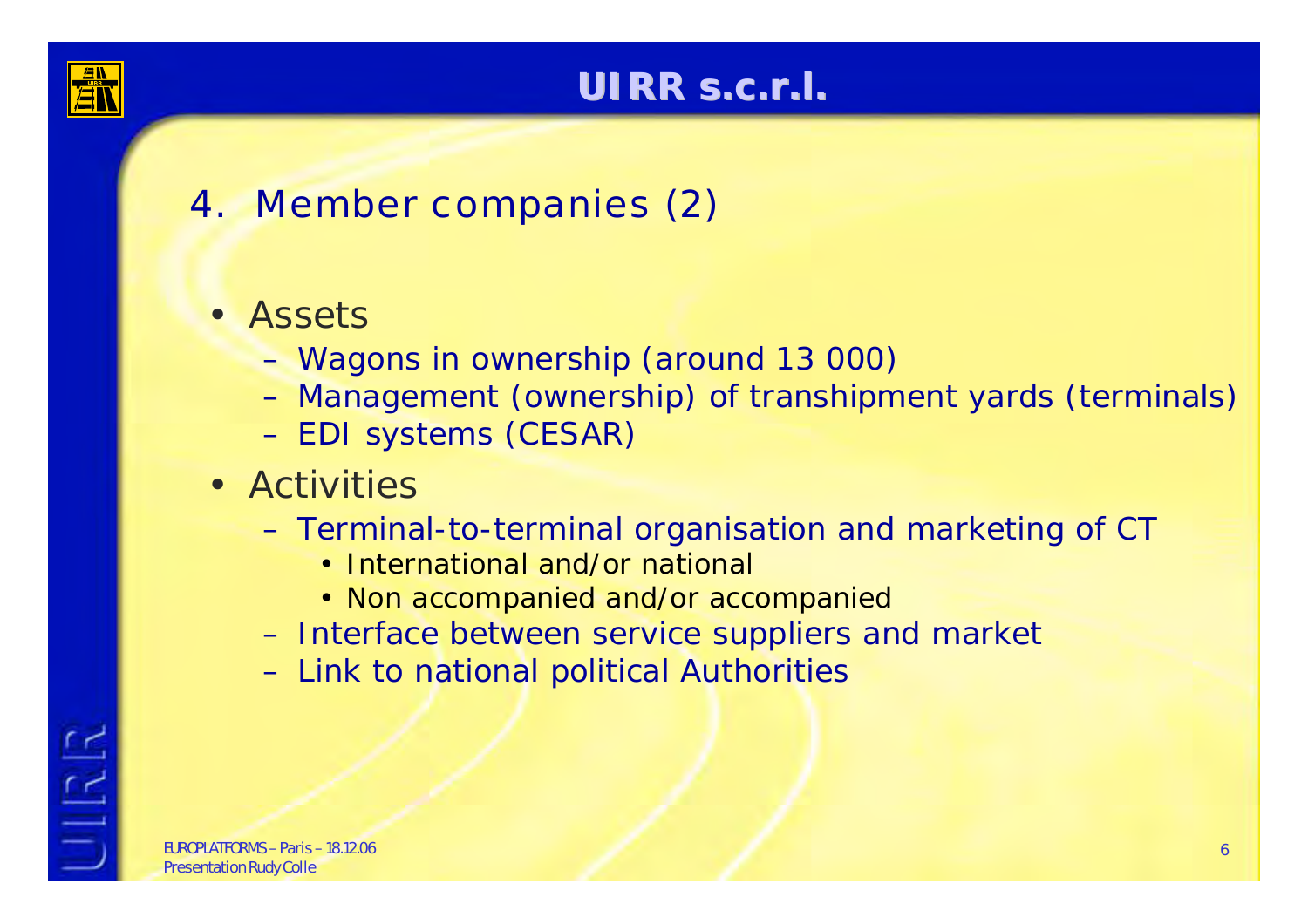# UIRR s.c.r.l.

## 4. Member companies (2)

- Assets
  - Wagons in ownership (around 13 000)
  - Management (ownership) of transhipment yards (terminals)
  - EDI systems (CESAR)
- Activities
  - Terminal-to-terminal organisation and marketing of CT
    - International and/or national
    - Non accompanied and/or accompanied
  - Interface between service suppliers and market
  - Link to national political Authorities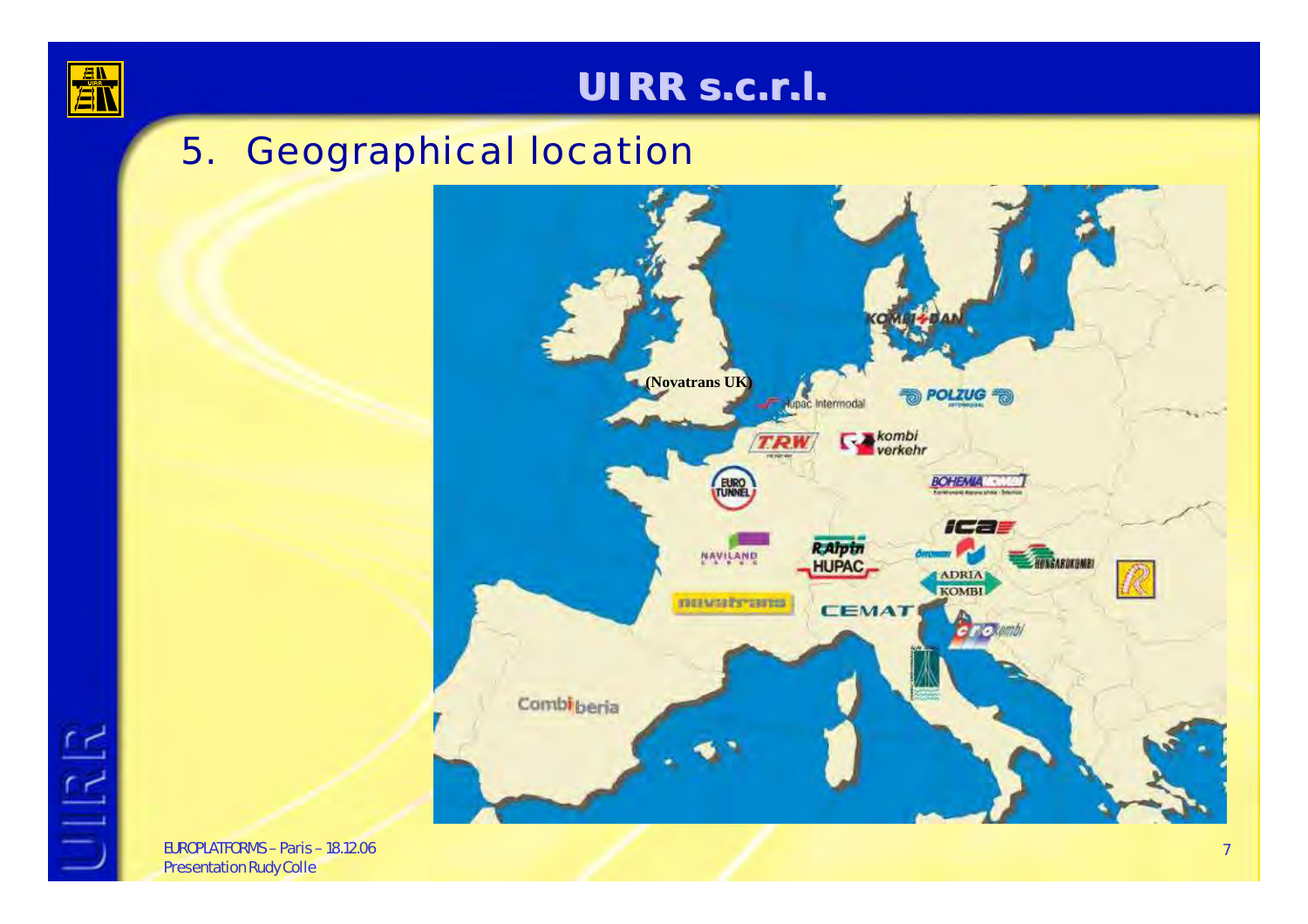# UIRR s.c.r.l.

## 5. Geographical location

(Novatrans UK)

Hupac Intermodal

POLZUG

KOMBI-DAN

T.R.W

kombi verkehr

EURO TUNNEL

BOHEMIAKOMBI

ICA

NAVILAND

RAlpin

HUPAC

ÖKOMBI

HUNGAROKOMBI

ADRIA KOMBI

novatrans

CEMAT

CRO kombi

Combiberia

EUROPLATFORMS – Paris – 18.12.06
Presentation Rudy Colle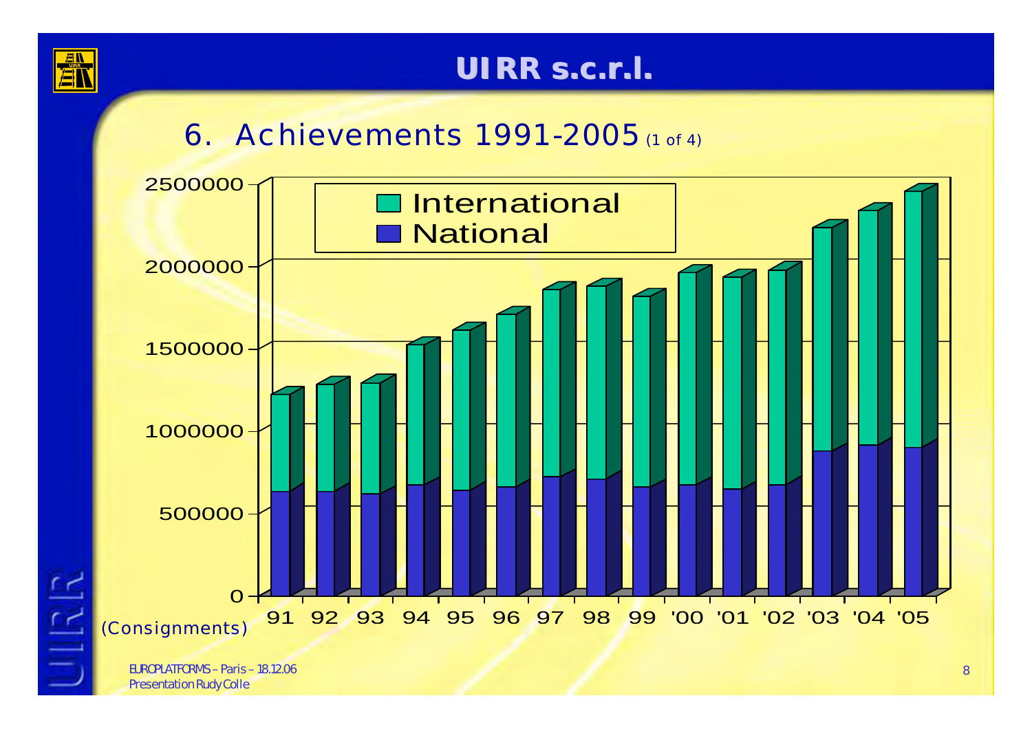# UIRR s.c.r.l.

## 6. Achievements 1991-2005 (1 of 4)

(Consignments)

Legend: International, National

Y-axis: 0, 500000, 1000000, 1500000, 2000000, 2500000

X-axis: 91, 92, 93, 94, 95, 96, 97, 98, 99, '00, '01, '02, '03, '04, '05

EUROPLATFORMS – Paris – 18.12.06
Presentation Rudy Colle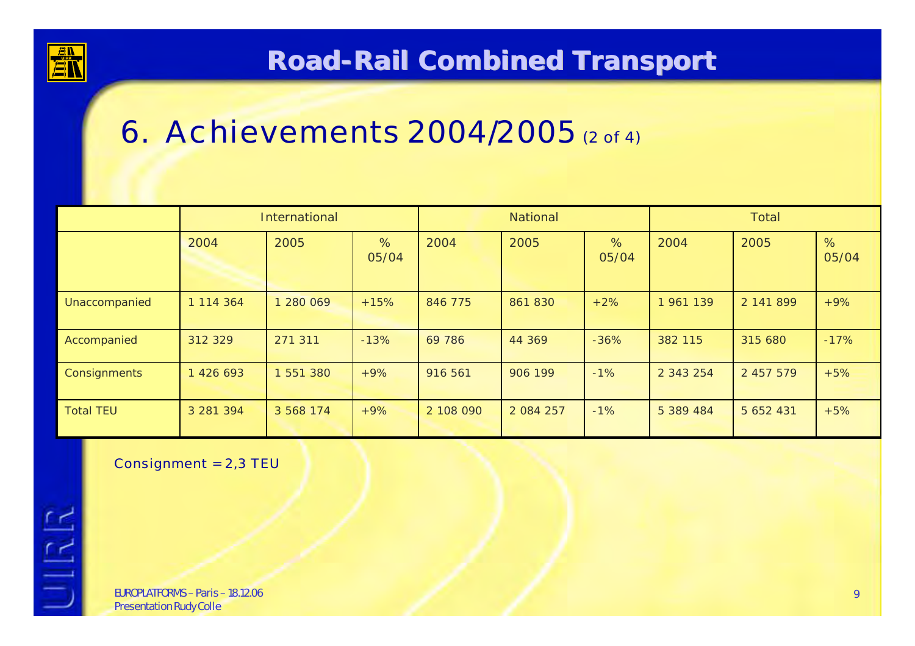# Road-Rail Combined Transport

## 6. Achievements 2004/2005 (2 of 4)

| | International | | | National | | | Total | | |
|---|---|---|---|---|---|---|---|---|---|
| | 2004 | 2005 | % 05/04 | 2004 | 2005 | % 05/04 | 2004 | 2005 | % 05/04 |
| Unaccompanied | 1 114 364 | 1 280 069 | +15% | 846 775 | 861 830 | +2% | 1 961 139 | 2 141 899 | +9% |
| Accompanied | 312 329 | 271 311 | -13% | 69 786 | 44 369 | -36% | 382 115 | 315 680 | -17% |
| Consignments | 1 426 693 | 1 551 380 | +9% | 916 561 | 906 199 | -1% | 2 343 254 | 2 457 579 | +5% |
| Total TEU | 3 281 394 | 3 568 174 | +9% | 2 108 090 | 2 084 257 | -1% | 5 389 484 | 5 652 431 | +5% |

Consignment = 2,3 TEU

EUROPLATFORMS – Paris – 18.12.06
Presentation Rudy Colle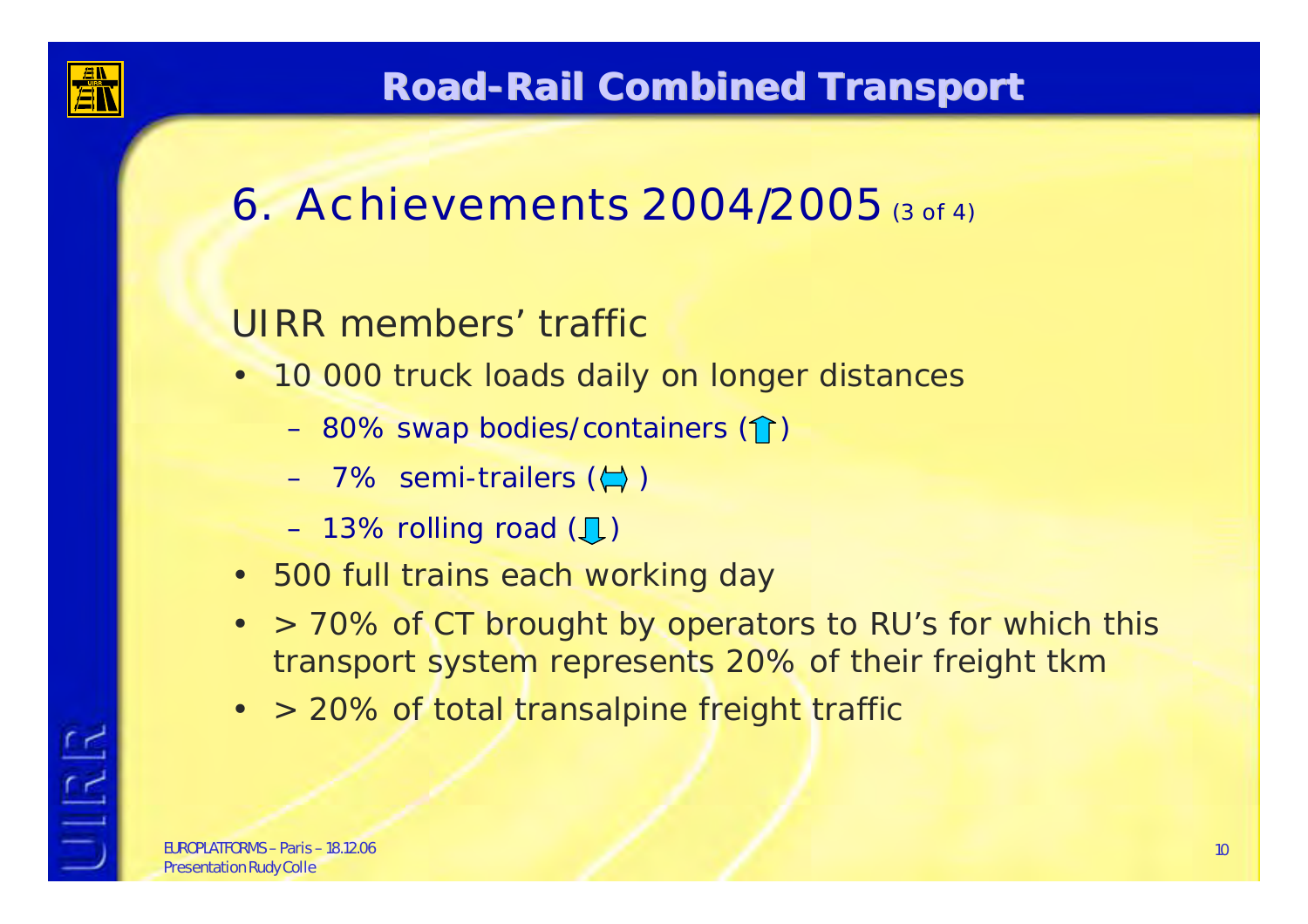# Road-Rail Combined Transport

## 6. Achievements 2004/2005 (3 of 4)

UIRR members' traffic

- 10 000 truck loads daily on longer distances
  - 80% swap bodies/containers (↑)
  - 7% semi-trailers (⇔)
  - 13% rolling road (↓)
- 500 full trains each working day
- > 70% of CT brought by operators to RU's for which this transport system represents 20% of their freight tkm
- > 20% of total transalpine freight traffic

EUROPLATFORMS – Paris – 18.12.06
Presentation Rudy Colle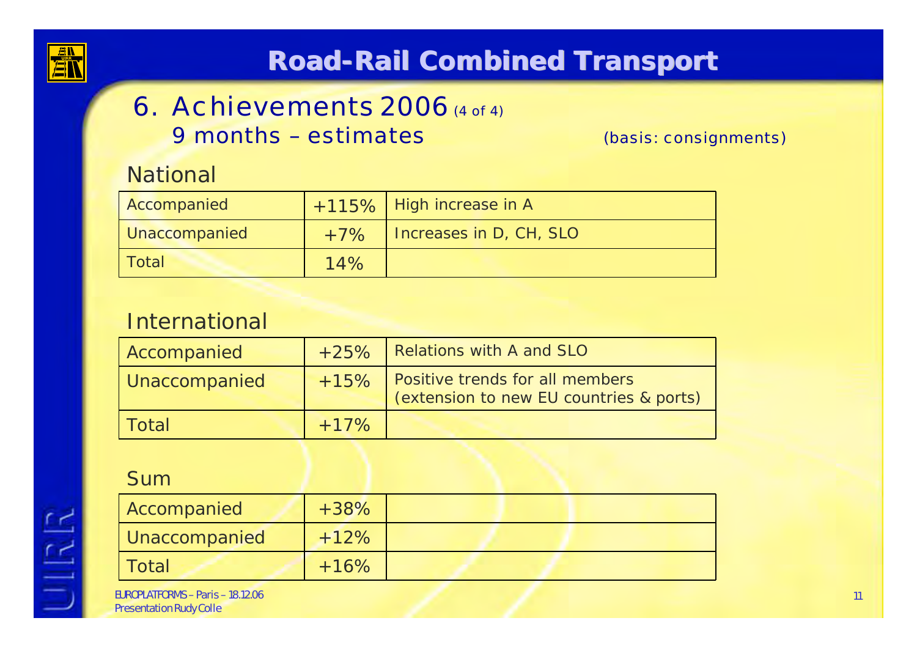# Road-Rail Combined Transport

## 6. Achievements 2006 (4 of 4)

### 9 months – estimates

(basis: consignments)

### National

| | | |
|---|---|---|
| Accompanied | +115% | High increase in A |
| Unaccompanied | +7% | Increases in D, CH, SLO |
| Total | 14% | |

### International

| | | |
|---|---|---|
| Accompanied | +25% | Relations with A and SLO |
| Unaccompanied | +15% | Positive trends for all members (extension to new EU countries & ports) |
| Total | +17% | |

### Sum

| | | |
|---|---|---|
| Accompanied | +38% | |
| Unaccompanied | +12% | |
| Total | +16% | |

EUROPLATFORMS – Paris – 18.12.06
Presentation Rudy Colle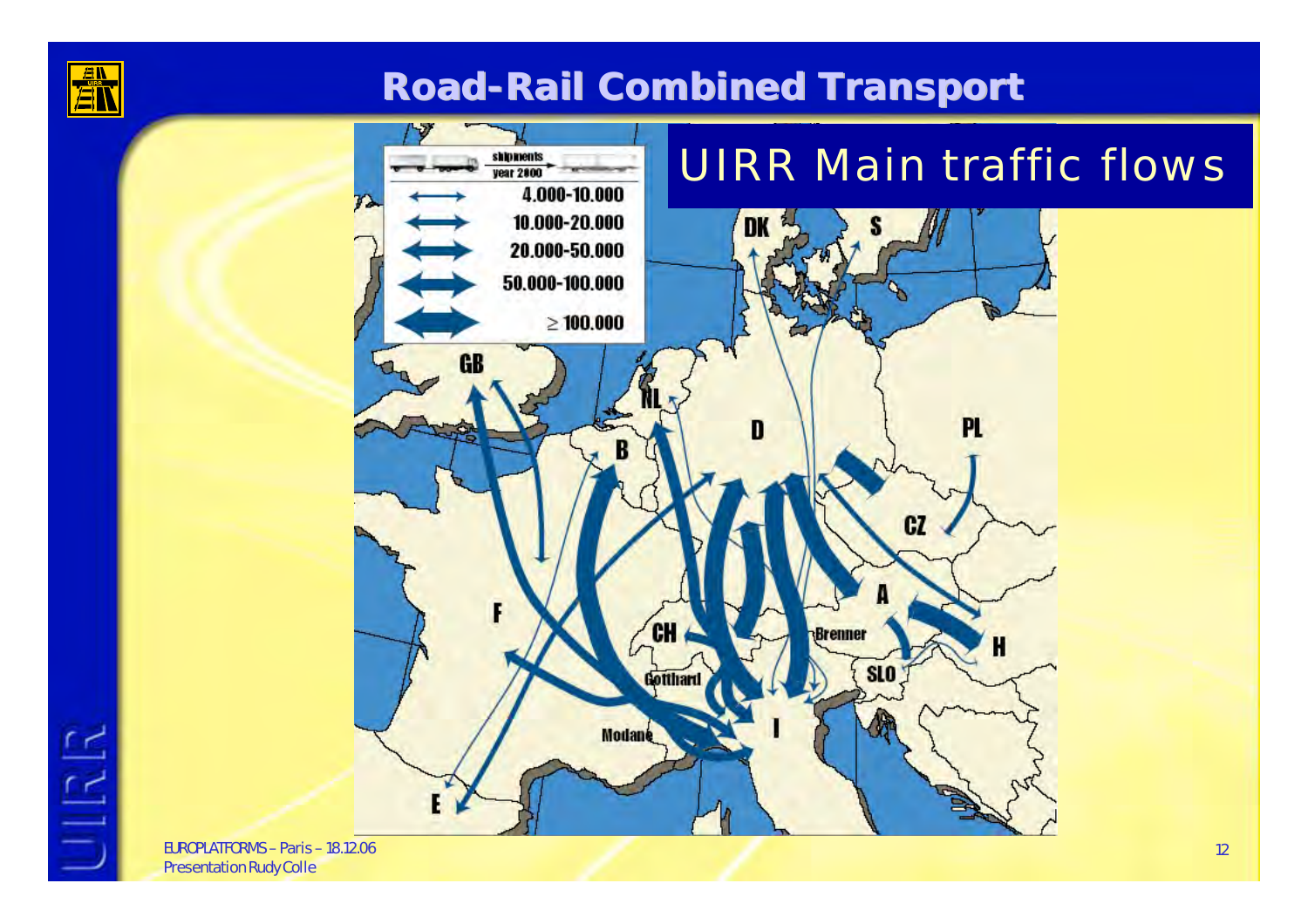# Road-Rail Combined Transport

## UIRR Main traffic flows

| shipments year 2000 |
| --- |
| 4.000-10.000 |
| 10.000-20.000 |
| 20.000-50.000 |
| 50.000-100.000 |
| ≥ 100.000 |

GB, NL, B, D, DK, S, PL, CZ, A, H, SLO, Brenner, CH, Gotthard, Modane, F, I, E

EUROPLATFORMS – Paris – 18.12.06
Presentation Rudy Colle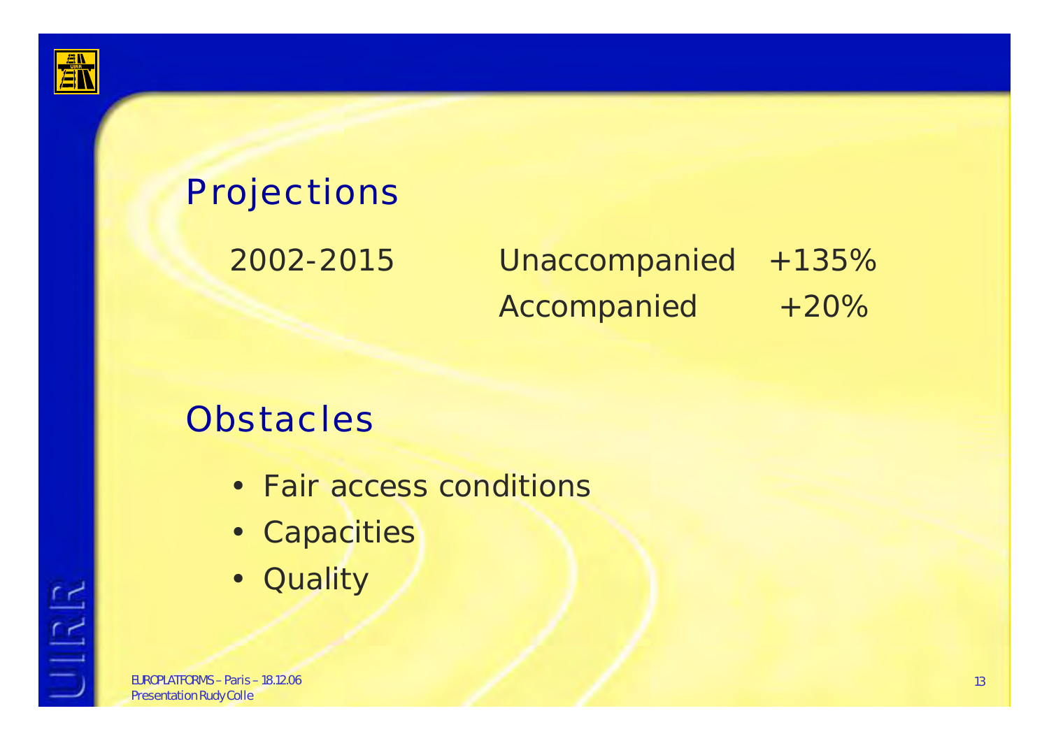## Projections

| | | |
|---|---|---|
| 2002-2015 | Unaccompanied | +135% |
| | Accompanied | +20% |

## Obstacles

- Fair access conditions
- Capacities
- Quality